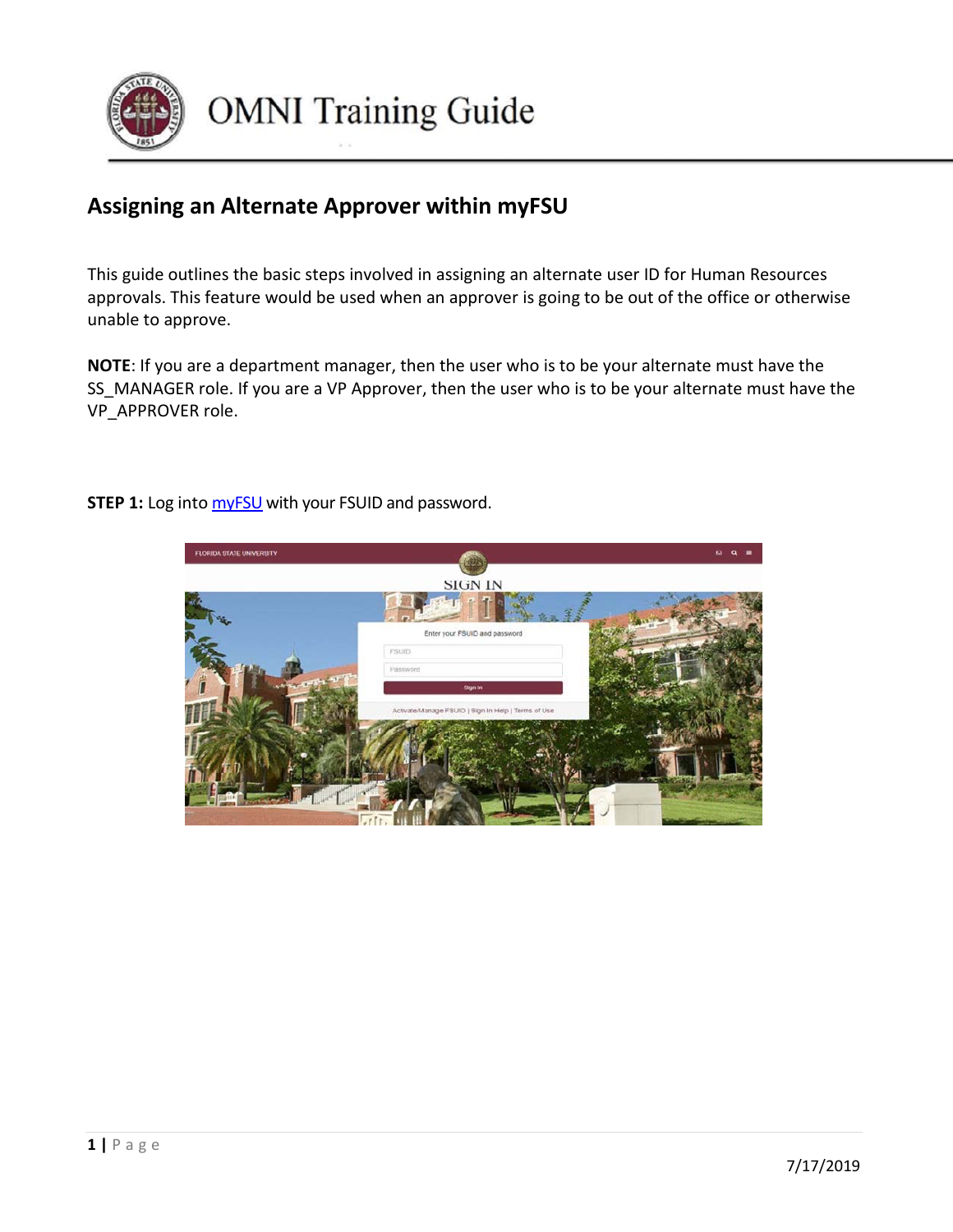# OMNI Training Guide

## Assigning an Alternate Approver within myFSU

This guide outlines the basic steps involved in assigning an alternate user ID for Human Resources approvals. This feature would be used when an approver is going to be out of the office or otherwise unable to approve.

**NOTE**: If you are a department manager, then the user who is to be your alternate must have the SS_MANAGER role. If you are a VP Approver, then the user who is to be your alternate must have the VP_APPROVER role.

**STEP 1:** Log into myFSU with your FSUID and password.

7/17/2019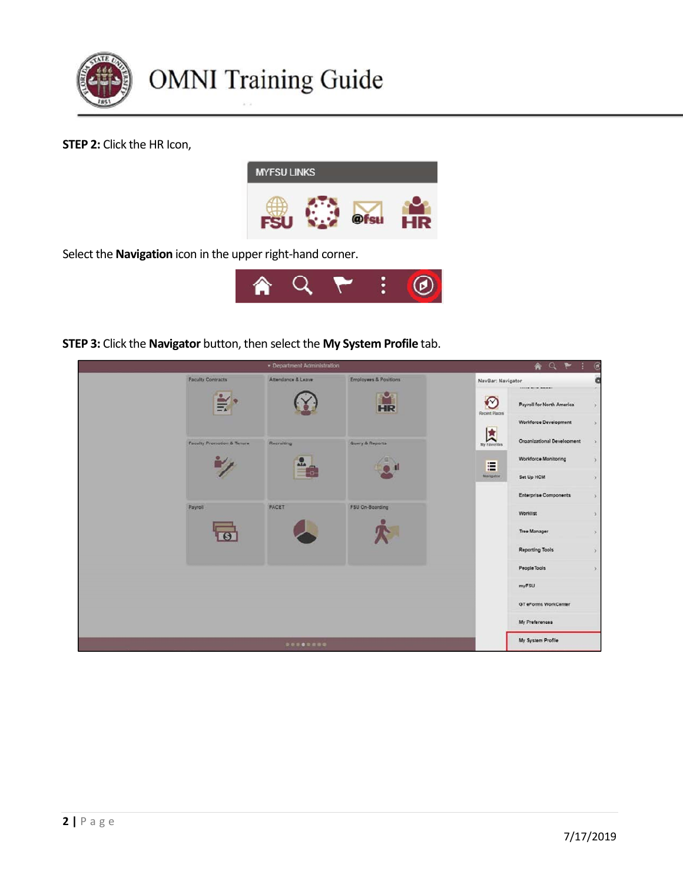**STEP 2:** Click the HR Icon,

Select the **Navigation** icon in the upper right-hand corner.

**STEP 3:** Click the **Navigator** button, then select the **My System Profile** tab.

7/17/2019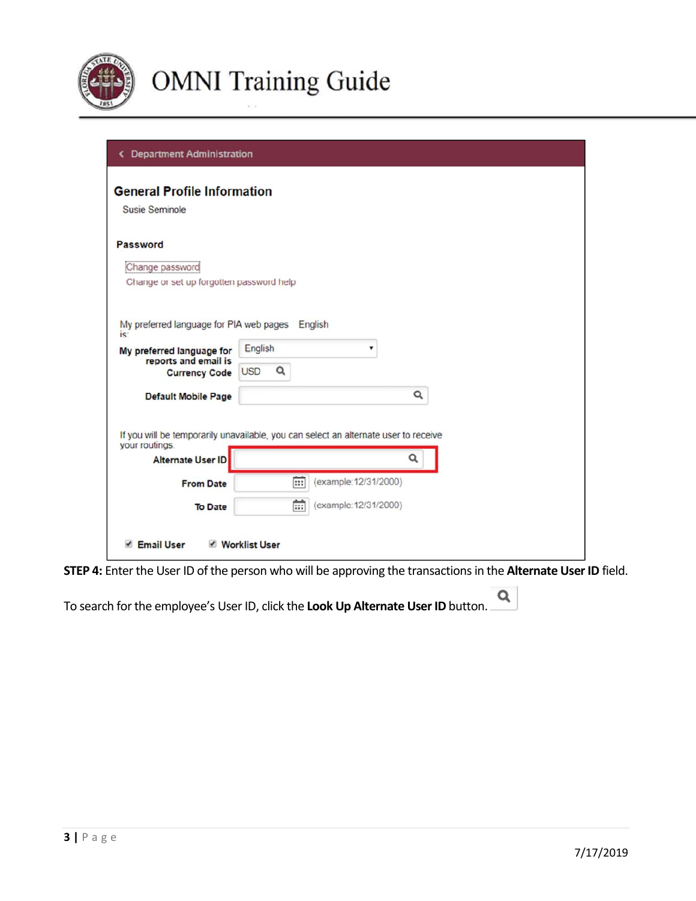**STEP 4:** Enter the User ID of the person who will be approving the transactions in the **Alternate User ID** field.

To search for the employee's User ID, click the **Look Up Alternate User ID** button.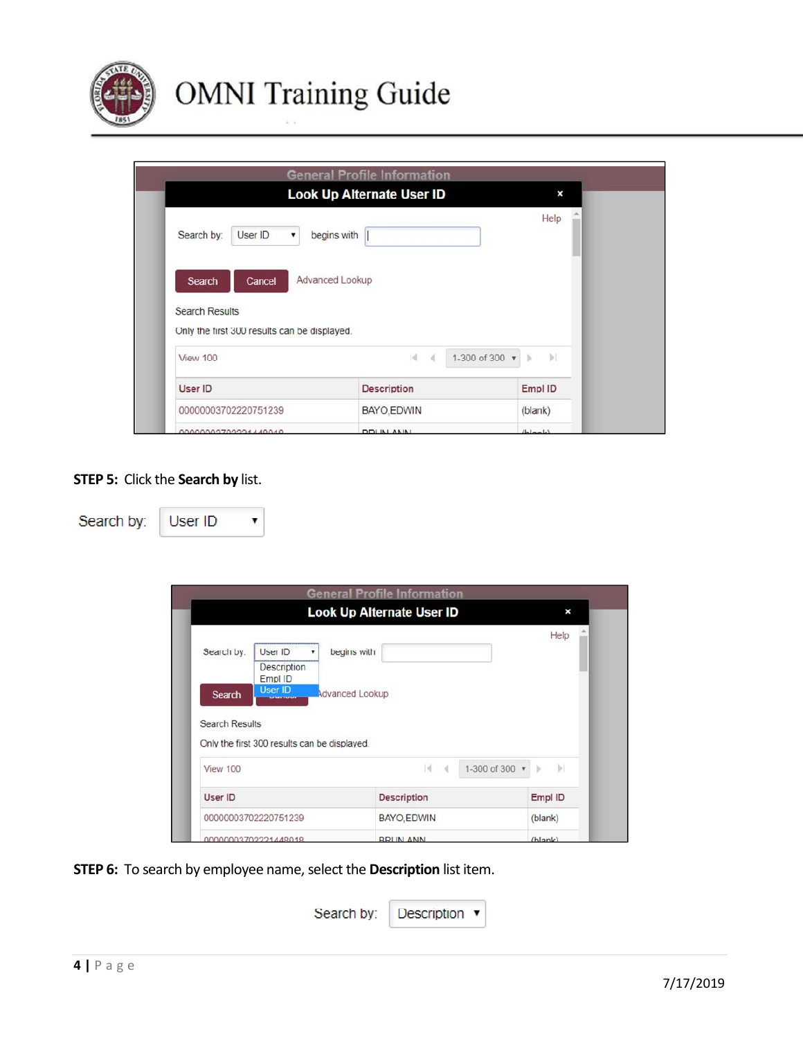**STEP 5:** Click the **Search by** list.

**STEP 6:** To search by employee name, select the **Description** list item.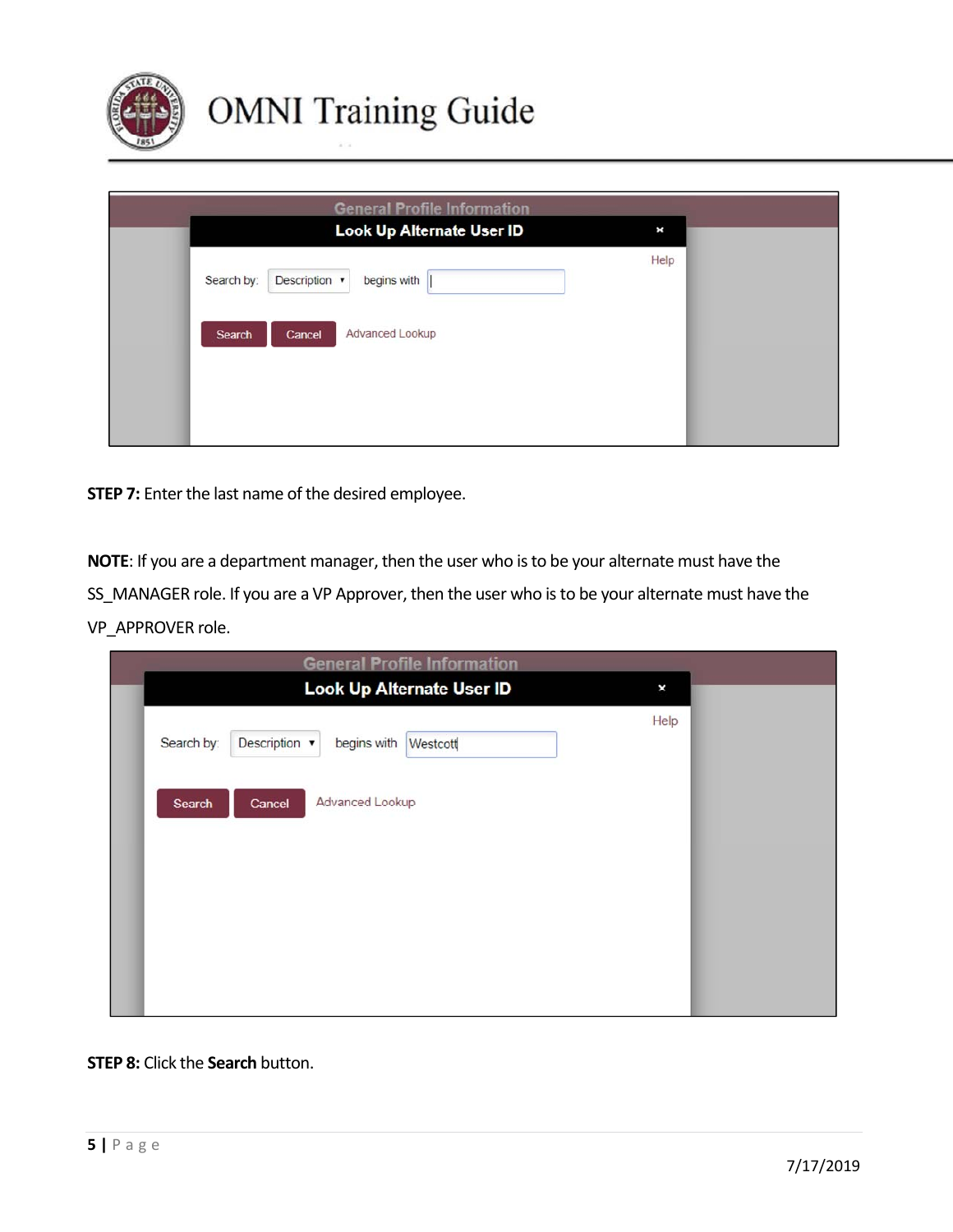**STEP 7:** Enter the last name of the desired employee.

**NOTE**: If you are a department manager, then the user who is to be your alternate must have the SS_MANAGER role. If you are a VP Approver, then the user who is to be your alternate must have the VP_APPROVER role.

**STEP 8:** Click the **Search** button.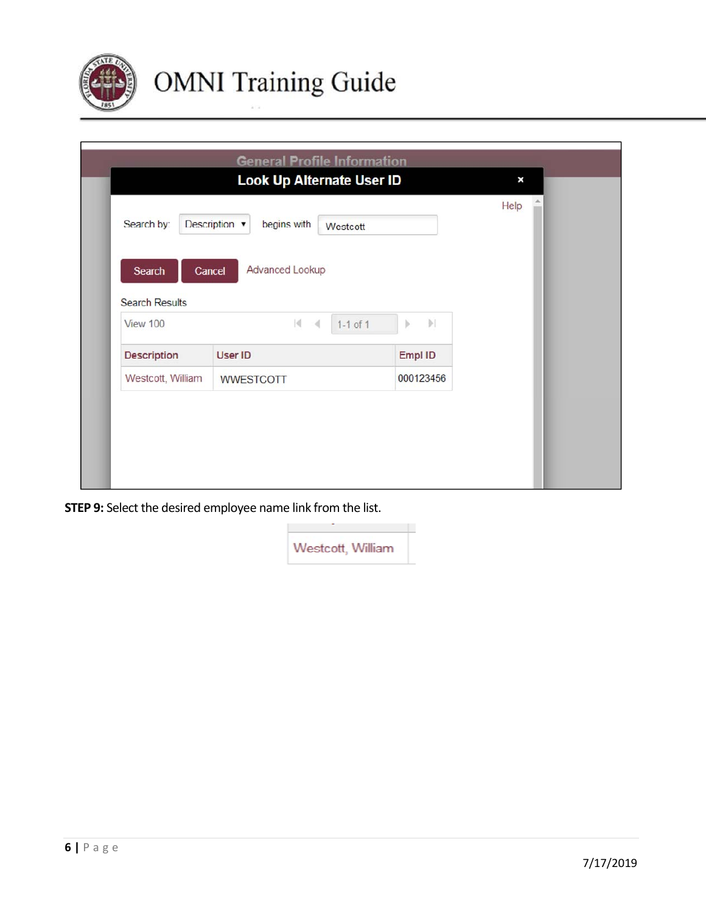**STEP 9:** Select the desired employee name link from the list.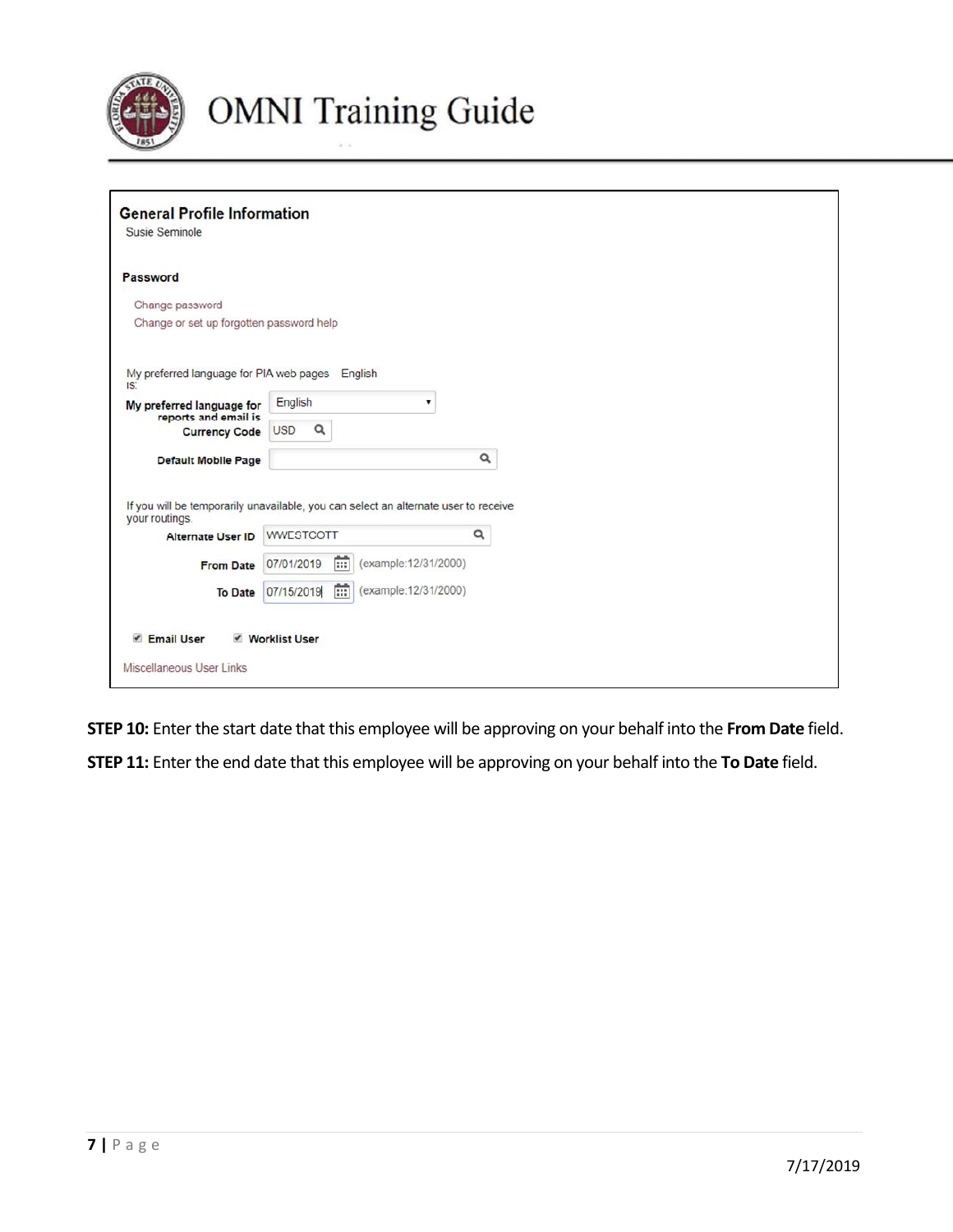**General Profile Information**

Susie Seminole

**Password**

Change password

Change or set up forgotten password help

My preferred language for PIA web pages is: English

**My preferred language for reports and email is** English

**Currency Code** USD

**Default Mobile Page**

If you will be temporarily unavailable, you can select an alternate user to receive your routings.

**Alternate User ID** WWESTCOTT

**From Date** 07/01/2019 (example:12/31/2000)

**To Date** 07/15/2019 (example:12/31/2000)

**Email User** **Worklist User**

Miscellaneous User Links

**STEP 10:** Enter the start date that this employee will be approving on your behalf into the **From Date** field.

**STEP 11:** Enter the end date that this employee will be approving on your behalf into the **To Date** field.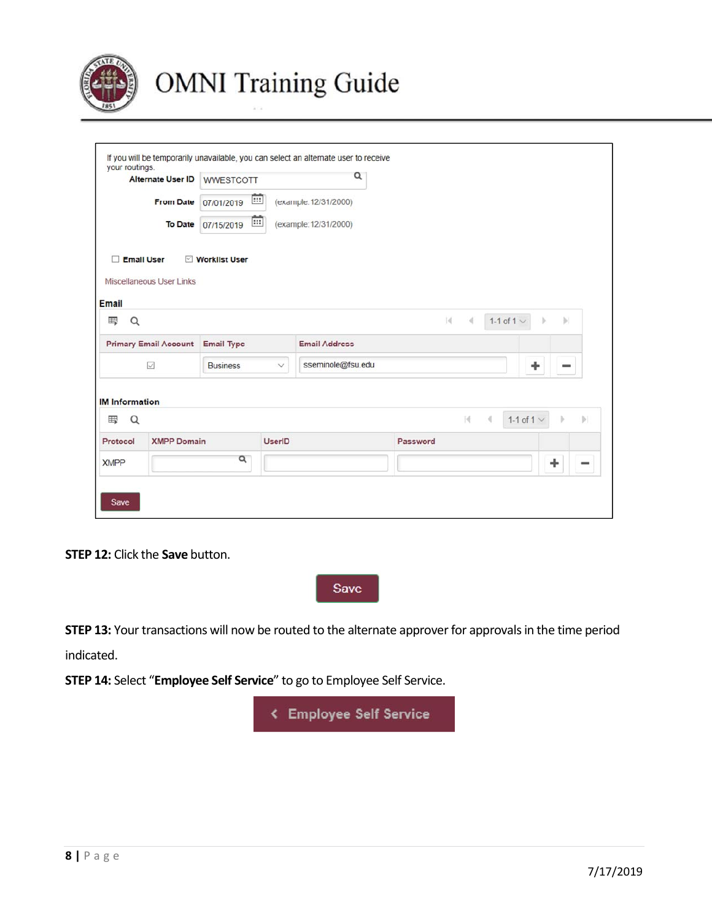If you will be temporarily unavailable, you can select an alternate user to receive your routings.

Alternate User ID: WWESTCOTT

From Date: 07/01/2019 (example: 12/31/2000)

To Date: 07/15/2019 (example: 12/31/2000)

Email User   Worklist User

Miscellaneous User Links

**Email**

| Primary Email Account | Email Type | Email Address |
|---|---|---|
| ☑ | Business | sseminole@fsu.edu |

**IM Information**

| Protocol | XMPP Domain | UserID | Password |
|---|---|---|---|
| XMPP | | | |

Save

**STEP 12:** Click the **Save** button.

Save

**STEP 13:** Your transactions will now be routed to the alternate approver for approvals in the time period indicated.

**STEP 14:** Select "**Employee Self Service**" to go to Employee Self Service.

< Employee Self Service

7/17/2019